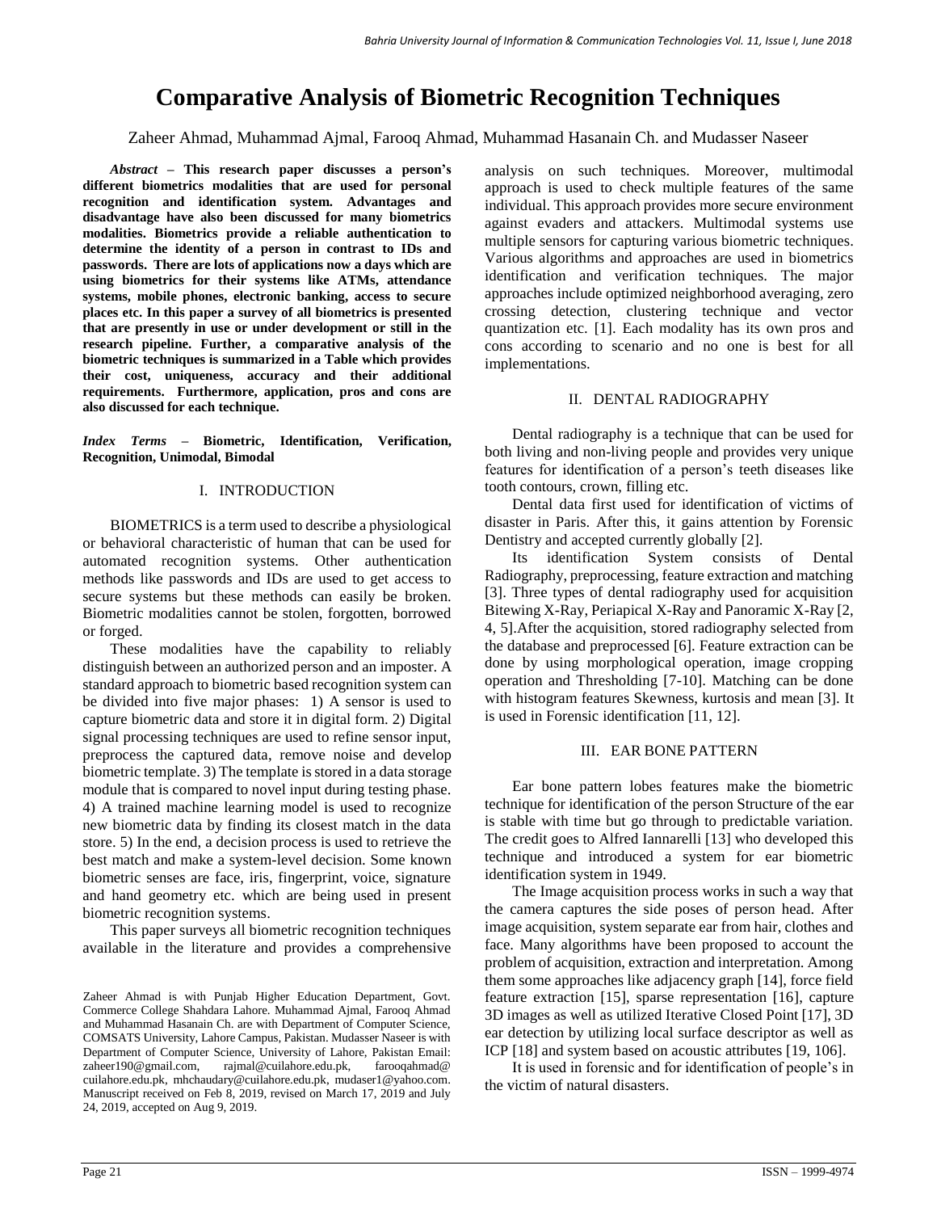# Comparative Analysis of Biometric Recognition Techniques

Zaheer Ahmad, Muhammad Ajmal, Farooq Ahmad, Muhammad Hasanain Ch. and Mudasser Naseer

***Abstract* – This research paper discusses a person's different biometrics modalities that are used for personal recognition and identification system. Advantages and disadvantage have also been discussed for many biometrics modalities. Biometrics provide a reliable authentication to determine the identity of a person in contrast to IDs and passwords. There are lots of applications now a days which are using biometrics for their systems like ATMs, attendance systems, mobile phones, electronic banking, access to secure places etc. In this paper a survey of all biometrics is presented that are presently in use or under development or still in the research pipeline. Further, a comparative analysis of the biometric techniques is summarized in a Table which provides their cost, uniqueness, accuracy and their additional requirements. Furthermore, application, pros and cons are also discussed for each technique.**

***Index Terms* – Biometric, Identification, Verification, Recognition, Unimodal, Bimodal**

## I. INTRODUCTION

BIOMETRICS is a term used to describe a physiological or behavioral characteristic of human that can be used for automated recognition systems. Other authentication methods like passwords and IDs are used to get access to secure systems but these methods can easily be broken. Biometric modalities cannot be stolen, forgotten, borrowed or forged.

These modalities have the capability to reliably distinguish between an authorized person and an imposter. A standard approach to biometric based recognition system can be divided into five major phases: 1) A sensor is used to capture biometric data and store it in digital form. 2) Digital signal processing techniques are used to refine sensor input, preprocess the captured data, remove noise and develop biometric template. 3) The template is stored in a data storage module that is compared to novel input during testing phase. 4) A trained machine learning model is used to recognize new biometric data by finding its closest match in the data store. 5) In the end, a decision process is used to retrieve the best match and make a system-level decision. Some known biometric senses are face, iris, fingerprint, voice, signature and hand geometry etc. which are being used in present biometric recognition systems.

This paper surveys all biometric recognition techniques available in the literature and provides a comprehensive analysis on such techniques. Moreover, multimodal approach is used to check multiple features of the same individual. This approach provides more secure environment against evaders and attackers. Multimodal systems use multiple sensors for capturing various biometric techniques. Various algorithms and approaches are used in biometrics identification and verification techniques. The major approaches include optimized neighborhood averaging, zero crossing detection, clustering technique and vector quantization etc. [1]. Each modality has its own pros and cons according to scenario and no one is best for all implementations.

Zaheer Ahmad is with Punjab Higher Education Department, Govt. Commerce College Shahdara Lahore. Muhammad Ajmal, Farooq Ahmad and Muhammad Hasanain Ch. are with Department of Computer Science, COMSATS University, Lahore Campus, Pakistan. Mudasser Naseer is with Department of Computer Science, University of Lahore, Pakistan Email: zaheer190@gmail.com, rajmal@cuilahore.edu.pk, farooqahmad@cuilahore.edu.pk, mhchaudary@cuilahore.edu.pk, mudaser1@yahoo.com. Manuscript received on Feb 8, 2019, revised on March 17, 2019 and July 24, 2019, accepted on Aug 9, 2019.

## II. DENTAL RADIOGRAPHY

Dental radiography is a technique that can be used for both living and non-living people and provides very unique features for identification of a person's teeth diseases like tooth contours, crown, filling etc.

Dental data first used for identification of victims of disaster in Paris. After this, it gains attention by Forensic Dentistry and accepted currently globally [2].

Its identification System consists of Dental Radiography, preprocessing, feature extraction and matching [3]. Three types of dental radiography used for acquisition Bitewing X-Ray, Periapical X-Ray and Panoramic X-Ray [2, 4, 5].After the acquisition, stored radiography selected from the database and preprocessed [6]. Feature extraction can be done by using morphological operation, image cropping operation and Thresholding [7-10]. Matching can be done with histogram features Skewness, kurtosis and mean [3]. It is used in Forensic identification [11, 12].

## III. EAR BONE PATTERN

Ear bone pattern lobes features make the biometric technique for identification of the person Structure of the ear is stable with time but go through to predictable variation. The credit goes to Alfred Iannarelli [13] who developed this technique and introduced a system for ear biometric identification system in 1949.

The Image acquisition process works in such a way that the camera captures the side poses of person head. After image acquisition, system separate ear from hair, clothes and face. Many algorithms have been proposed to account the problem of acquisition, extraction and interpretation. Among them some approaches like adjacency graph [14], force field feature extraction [15], sparse representation [16], capture 3D images as well as utilized Iterative Closed Point [17], 3D ear detection by utilizing local surface descriptor as well as ICP [18] and system based on acoustic attributes [19, 106].

It is used in forensic and for identification of people's in the victim of natural disasters.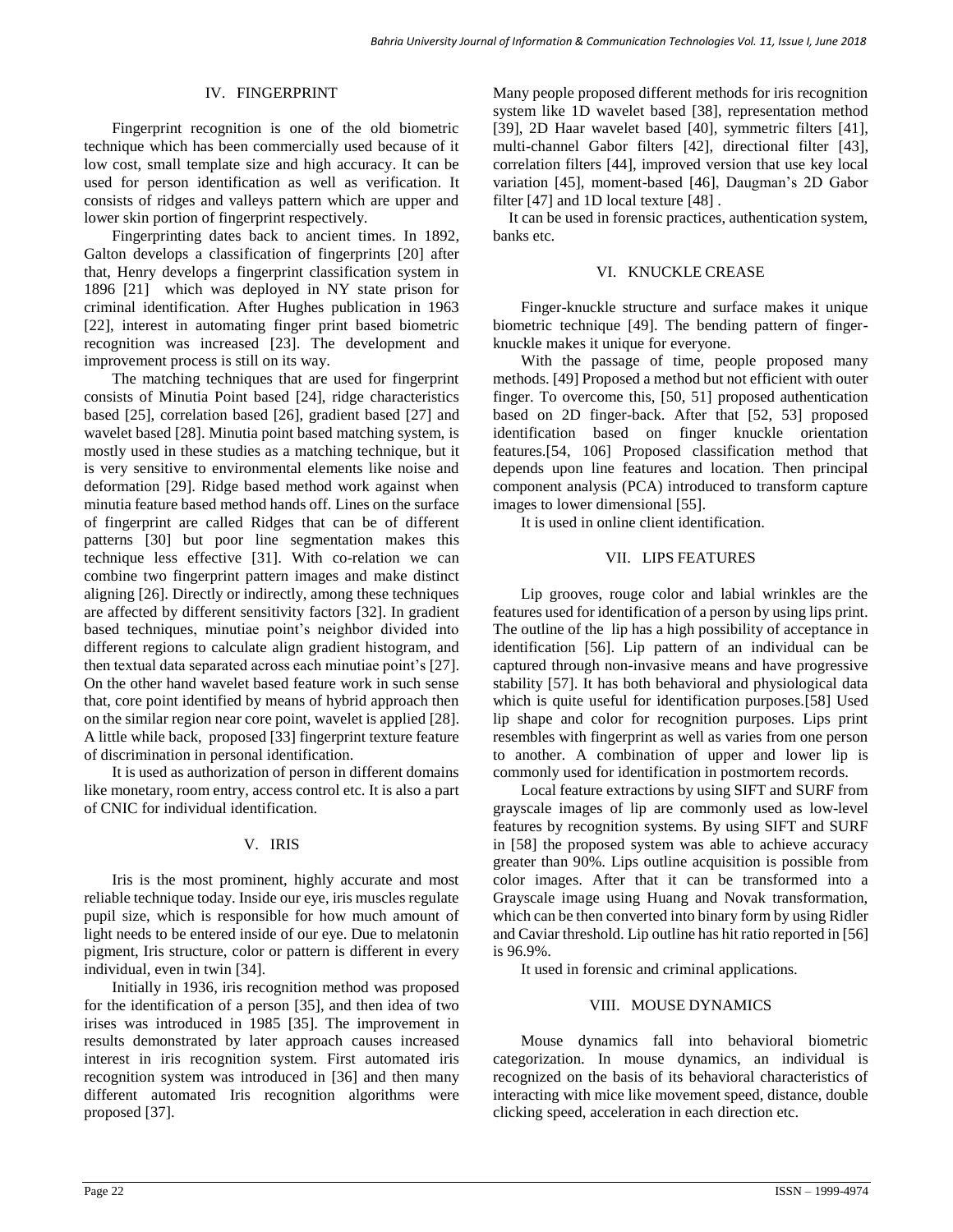## IV. FINGERPRINT

Fingerprint recognition is one of the old biometric technique which has been commercially used because of it low cost, small template size and high accuracy. It can be used for person identification as well as verification. It consists of ridges and valleys pattern which are upper and lower skin portion of fingerprint respectively.

Fingerprinting dates back to ancient times. In 1892, Galton develops a classification of fingerprints [20] after that, Henry develops a fingerprint classification system in 1896 [21] which was deployed in NY state prison for criminal identification. After Hughes publication in 1963 [22], interest in automating finger print based biometric recognition was increased [23]. The development and improvement process is still on its way.

The matching techniques that are used for fingerprint consists of Minutia Point based [24], ridge characteristics based [25], correlation based [26], gradient based [27] and wavelet based [28]. Minutia point based matching system, is mostly used in these studies as a matching technique, but it is very sensitive to environmental elements like noise and deformation [29]. Ridge based method work against when minutia feature based method hands off. Lines on the surface of fingerprint are called Ridges that can be of different patterns [30] but poor line segmentation makes this technique less effective [31]. With co-relation we can combine two fingerprint pattern images and make distinct aligning [26]. Directly or indirectly, among these techniques are affected by different sensitivity factors [32]. In gradient based techniques, minutiae point's neighbor divided into different regions to calculate align gradient histogram, and then textual data separated across each minutiae point's [27]. On the other hand wavelet based feature work in such sense that, core point identified by means of hybrid approach then on the similar region near core point, wavelet is applied [28]. A little while back, proposed [33] fingerprint texture feature of discrimination in personal identification.

It is used as authorization of person in different domains like monetary, room entry, access control etc. It is also a part of CNIC for individual identification.

## V. IRIS

Iris is the most prominent, highly accurate and most reliable technique today. Inside our eye, iris muscles regulate pupil size, which is responsible for how much amount of light needs to be entered inside of our eye. Due to melatonin pigment, Iris structure, color or pattern is different in every individual, even in twin [34].

Initially in 1936, iris recognition method was proposed for the identification of a person [35], and then idea of two irises was introduced in 1985 [35]. The improvement in results demonstrated by later approach causes increased interest in iris recognition system. First automated iris recognition system was introduced in [36] and then many different automated Iris recognition algorithms were proposed [37].

Many people proposed different methods for iris recognition system like 1D wavelet based [38], representation method [39], 2D Haar wavelet based [40], symmetric filters [41], multi-channel Gabor filters [42], directional filter [43], correlation filters [44], improved version that use key local variation [45], moment-based [46], Daugman's 2D Gabor filter [47] and 1D local texture [48] .

It can be used in forensic practices, authentication system, banks etc.

## VI. KNUCKLE CREASE

Finger-knuckle structure and surface makes it unique biometric technique [49]. The bending pattern of finger-knuckle makes it unique for everyone.

With the passage of time, people proposed many methods. [49] Proposed a method but not efficient with outer finger. To overcome this, [50, 51] proposed authentication based on 2D finger-back. After that [52, 53] proposed identification based on finger knuckle orientation features.[54, 106] Proposed classification method that depends upon line features and location. Then principal component analysis (PCA) introduced to transform capture images to lower dimensional [55].

It is used in online client identification.

## VII. LIPS FEATURES

Lip grooves, rouge color and labial wrinkles are the features used for identification of a person by using lips print. The outline of the lip has a high possibility of acceptance in identification [56]. Lip pattern of an individual can be captured through non-invasive means and have progressive stability [57]. It has both behavioral and physiological data which is quite useful for identification purposes.[58] Used lip shape and color for recognition purposes. Lips print resembles with fingerprint as well as varies from one person to another. A combination of upper and lower lip is commonly used for identification in postmortem records.

Local feature extractions by using SIFT and SURF from grayscale images of lip are commonly used as low-level features by recognition systems. By using SIFT and SURF in [58] the proposed system was able to achieve accuracy greater than 90%. Lips outline acquisition is possible from color images. After that it can be transformed into a Grayscale image using Huang and Novak transformation, which can be then converted into binary form by using Ridler and Caviar threshold. Lip outline has hit ratio reported in [56] is 96.9%.

It used in forensic and criminal applications.

## VIII. MOUSE DYNAMICS

Mouse dynamics fall into behavioral biometric categorization. In mouse dynamics, an individual is recognized on the basis of its behavioral characteristics of interacting with mice like movement speed, distance, double clicking speed, acceleration in each direction etc.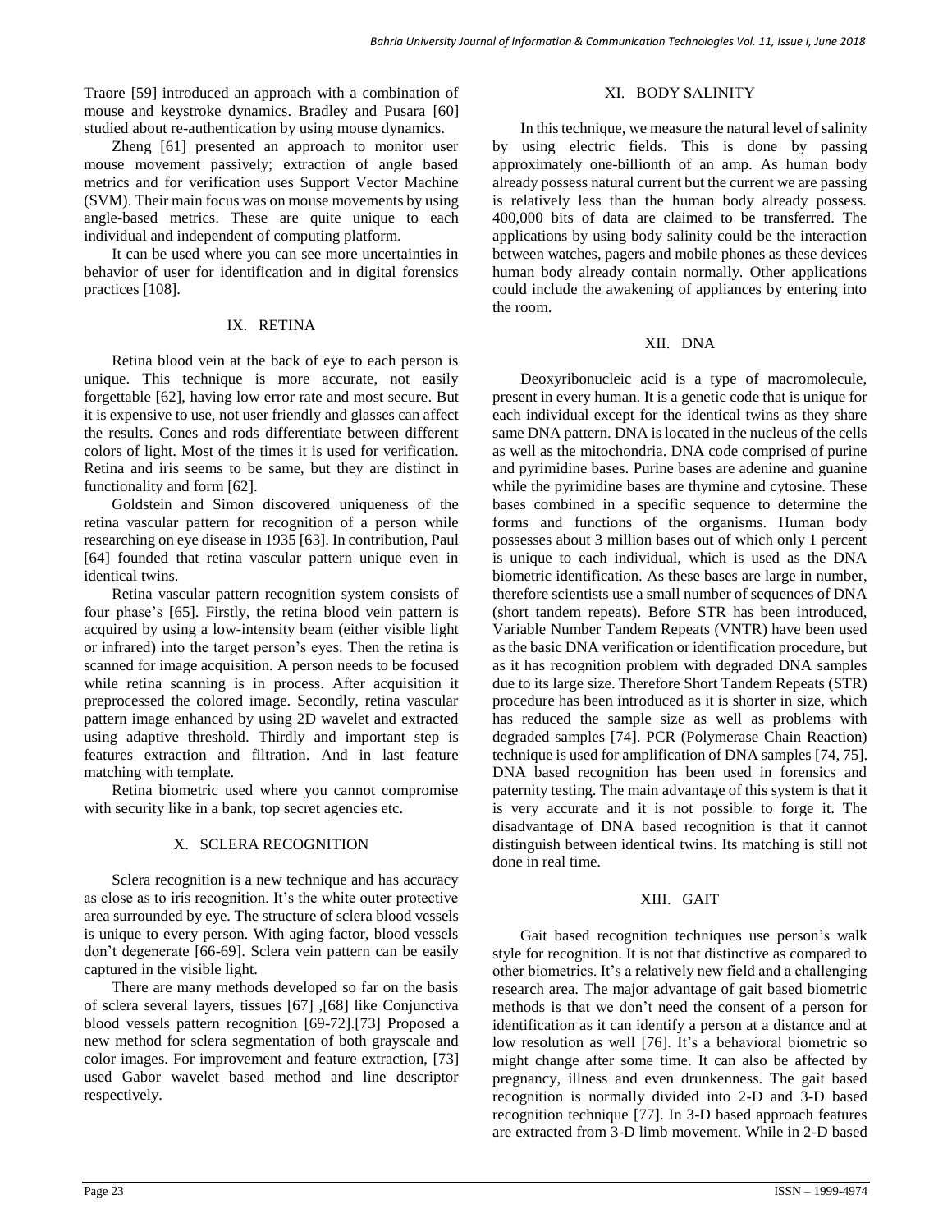Traore [59] introduced an approach with a combination of mouse and keystroke dynamics. Bradley and Pusara [60] studied about re-authentication by using mouse dynamics.

Zheng [61] presented an approach to monitor user mouse movement passively; extraction of angle based metrics and for verification uses Support Vector Machine (SVM). Their main focus was on mouse movements by using angle-based metrics. These are quite unique to each individual and independent of computing platform.

It can be used where you can see more uncertainties in behavior of user for identification and in digital forensics practices [108].

## IX. RETINA

Retina blood vein at the back of eye to each person is unique. This technique is more accurate, not easily forgettable [62], having low error rate and most secure. But it is expensive to use, not user friendly and glasses can affect the results. Cones and rods differentiate between different colors of light. Most of the times it is used for verification. Retina and iris seems to be same, but they are distinct in functionality and form [62].

Goldstein and Simon discovered uniqueness of the retina vascular pattern for recognition of a person while researching on eye disease in 1935 [63]. In contribution, Paul [64] founded that retina vascular pattern unique even in identical twins.

Retina vascular pattern recognition system consists of four phase's [65]. Firstly, the retina blood vein pattern is acquired by using a low-intensity beam (either visible light or infrared) into the target person's eyes. Then the retina is scanned for image acquisition. A person needs to be focused while retina scanning is in process. After acquisition it preprocessed the colored image. Secondly, retina vascular pattern image enhanced by using 2D wavelet and extracted using adaptive threshold. Thirdly and important step is features extraction and filtration. And in last feature matching with template.

Retina biometric used where you cannot compromise with security like in a bank, top secret agencies etc.

## X. SCLERA RECOGNITION

Sclera recognition is a new technique and has accuracy as close as to iris recognition. It's the white outer protective area surrounded by eye. The structure of sclera blood vessels is unique to every person. With aging factor, blood vessels don't degenerate [66-69]. Sclera vein pattern can be easily captured in the visible light.

There are many methods developed so far on the basis of sclera several layers, tissues [67] ,[68] like Conjunctiva blood vessels pattern recognition [69-72].[73] Proposed a new method for sclera segmentation of both grayscale and color images. For improvement and feature extraction, [73] used Gabor wavelet based method and line descriptor respectively.

## XI. BODY SALINITY

In this technique, we measure the natural level of salinity by using electric fields. This is done by passing approximately one-billionth of an amp. As human body already possess natural current but the current we are passing is relatively less than the human body already possess. 400,000 bits of data are claimed to be transferred. The applications by using body salinity could be the interaction between watches, pagers and mobile phones as these devices human body already contain normally. Other applications could include the awakening of appliances by entering into the room.

## XII. DNA

Deoxyribonucleic acid is a type of macromolecule, present in every human. It is a genetic code that is unique for each individual except for the identical twins as they share same DNA pattern. DNA is located in the nucleus of the cells as well as the mitochondria. DNA code comprised of purine and pyrimidine bases. Purine bases are adenine and guanine while the pyrimidine bases are thymine and cytosine. These bases combined in a specific sequence to determine the forms and functions of the organisms. Human body possesses about 3 million bases out of which only 1 percent is unique to each individual, which is used as the DNA biometric identification. As these bases are large in number, therefore scientists use a small number of sequences of DNA (short tandem repeats). Before STR has been introduced, Variable Number Tandem Repeats (VNTR) have been used as the basic DNA verification or identification procedure, but as it has recognition problem with degraded DNA samples due to its large size. Therefore Short Tandem Repeats (STR) procedure has been introduced as it is shorter in size, which has reduced the sample size as well as problems with degraded samples [74]. PCR (Polymerase Chain Reaction) technique is used for amplification of DNA samples [74, 75]. DNA based recognition has been used in forensics and paternity testing. The main advantage of this system is that it is very accurate and it is not possible to forge it. The disadvantage of DNA based recognition is that it cannot distinguish between identical twins. Its matching is still not done in real time.

## XIII. GAIT

Gait based recognition techniques use person's walk style for recognition. It is not that distinctive as compared to other biometrics. It's a relatively new field and a challenging research area. The major advantage of gait based biometric methods is that we don't need the consent of a person for identification as it can identify a person at a distance and at low resolution as well [76]. It's a behavioral biometric so might change after some time. It can also be affected by pregnancy, illness and even drunkenness. The gait based recognition is normally divided into 2-D and 3-D based recognition technique [77]. In 3-D based approach features are extracted from 3-D limb movement. While in 2-D based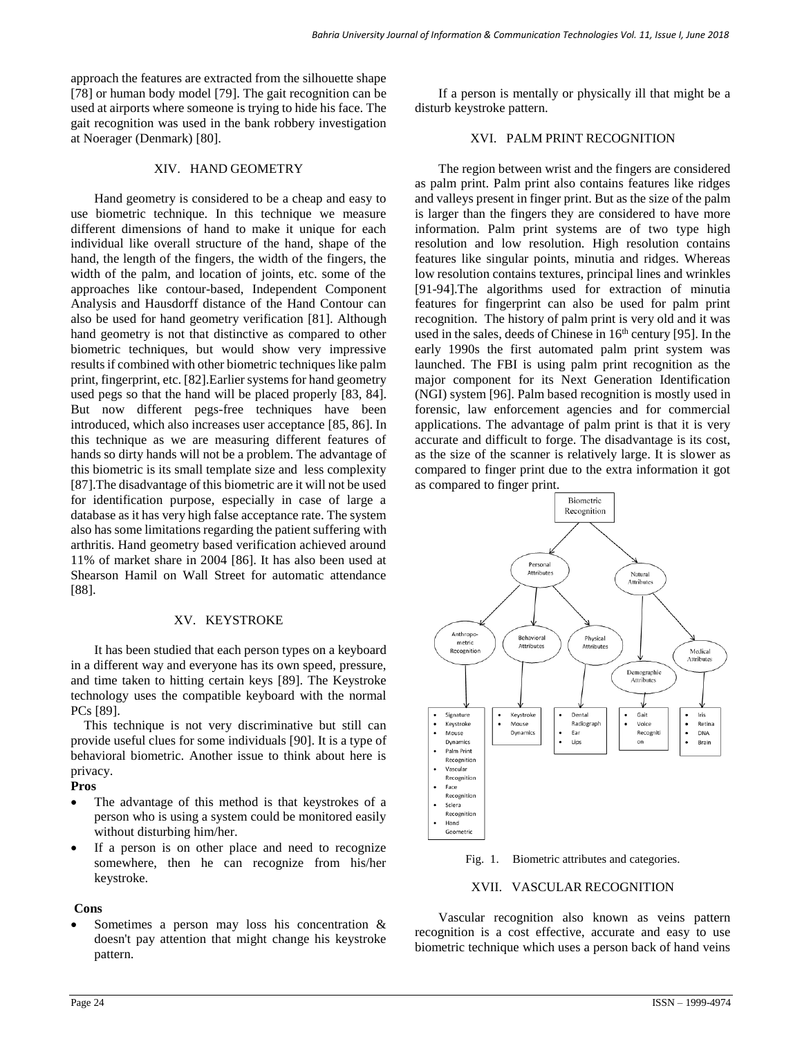approach the features are extracted from the silhouette shape [78] or human body model [79]. The gait recognition can be used at airports where someone is trying to hide his face. The gait recognition was used in the bank robbery investigation at Noerager (Denmark) [80].

## XIV. HAND GEOMETRY

Hand geometry is considered to be a cheap and easy to use biometric technique. In this technique we measure different dimensions of hand to make it unique for each individual like overall structure of the hand, shape of the hand, the length of the fingers, the width of the fingers, the width of the palm, and location of joints, etc. some of the approaches like contour-based, Independent Component Analysis and Hausdorff distance of the Hand Contour can also be used for hand geometry verification [81]. Although hand geometry is not that distinctive as compared to other biometric techniques, but would show very impressive results if combined with other biometric techniques like palm print, fingerprint, etc. [82].Earlier systems for hand geometry used pegs so that the hand will be placed properly [83, 84]. But now different pegs-free techniques have been introduced, which also increases user acceptance [85, 86]. In this technique as we are measuring different features of hands so dirty hands will not be a problem. The advantage of this biometric is its small template size and less complexity [87].The disadvantage of this biometric are it will not be used for identification purpose, especially in case of large a database as it has very high false acceptance rate. The system also has some limitations regarding the patient suffering with arthritis. Hand geometry based verification achieved around 11% of market share in 2004 [86]. It has also been used at Shearson Hamil on Wall Street for automatic attendance [88].

## XV. KEYSTROKE

It has been studied that each person types on a keyboard in a different way and everyone has its own speed, pressure, and time taken to hitting certain keys [89]. The Keystroke technology uses the compatible keyboard with the normal PCs [89].

This technique is not very discriminative but still can provide useful clues for some individuals [90]. It is a type of behavioral biometric. Another issue to think about here is privacy.

**Pros**

- The advantage of this method is that keystrokes of a person who is using a system could be monitored easily without disturbing him/her.
- If a person is on other place and need to recognize somewhere, then he can recognize from his/her keystroke.

**Cons**

- Sometimes a person may loss his concentration & doesn't pay attention that might change his keystroke pattern.
- If a person is mentally or physically ill that might be a disturb keystroke pattern.

## XVI. PALM PRINT RECOGNITION

The region between wrist and the fingers are considered as palm print. Palm print also contains features like ridges and valleys present in finger print. But as the size of the palm is larger than the fingers they are considered to have more information. Palm print systems are of two type high resolution and low resolution. High resolution contains features like singular points, minutia and ridges. Whereas low resolution contains textures, principal lines and wrinkles [91-94].The algorithms used for extraction of minutia features for fingerprint can also be used for palm print recognition. The history of palm print is very old and it was used in the sales, deeds of Chinese in 16th century [95]. In the early 1990s the first automated palm print system was launched. The FBI is using palm print recognition as the major component for its Next Generation Identification (NGI) system [96]. Palm based recognition is mostly used in forensic, law enforcement agencies and for commercial applications. The advantage of palm print is that it is very accurate and difficult to forge. The disadvantage is its cost, as the size of the scanner is relatively large. It is slower as compared to finger print due to the extra information it got as compared to finger print.

Fig. 1. Biometric attributes and categories.

## XVII. VASCULAR RECOGNITION

Vascular recognition also known as veins pattern recognition is a cost effective, accurate and easy to use biometric technique which uses a person back of hand veins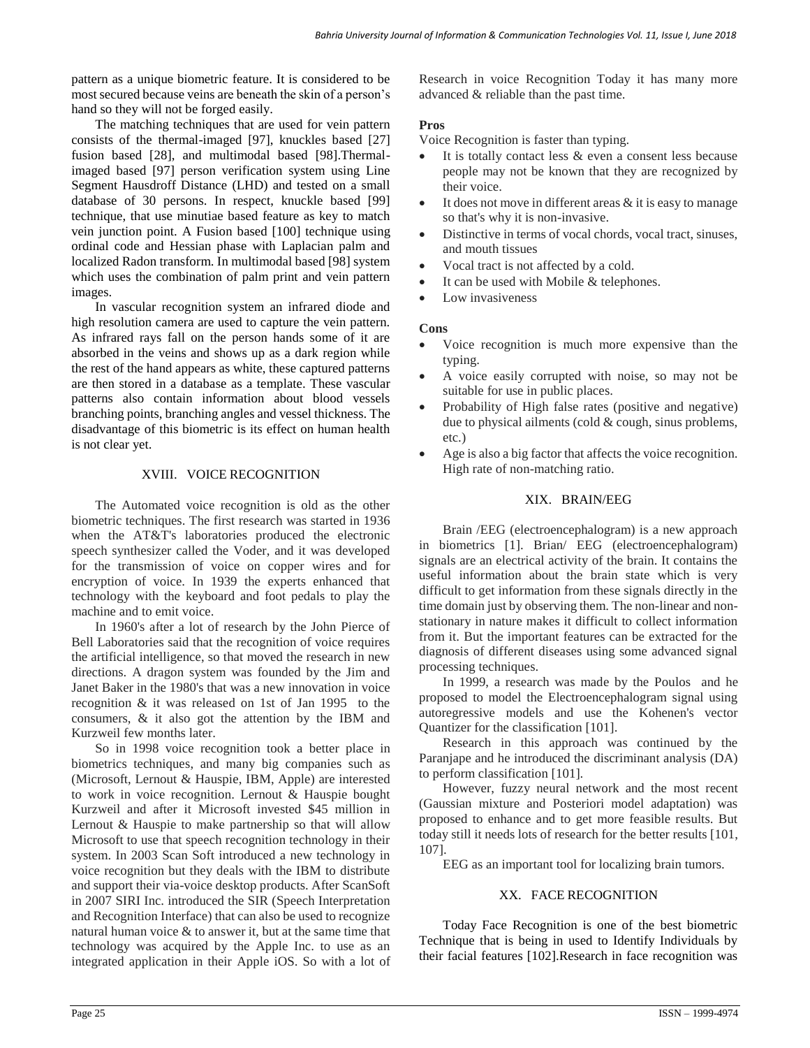pattern as a unique biometric feature. It is considered to be most secured because veins are beneath the skin of a person's hand so they will not be forged easily.

The matching techniques that are used for vein pattern consists of the thermal-imaged [97], knuckles based [27] fusion based [28], and multimodal based [98].Thermal-imaged based [97] person verification system using Line Segment Hausdroff Distance (LHD) and tested on a small database of 30 persons. In respect, knuckle based [99] technique, that use minutiae based feature as key to match vein junction point. A Fusion based [100] technique using ordinal code and Hessian phase with Laplacian palm and localized Radon transform. In multimodal based [98] system which uses the combination of palm print and vein pattern images.

In vascular recognition system an infrared diode and high resolution camera are used to capture the vein pattern. As infrared rays fall on the person hands some of it are absorbed in the veins and shows up as a dark region while the rest of the hand appears as white, these captured patterns are then stored in a database as a template. These vascular patterns also contain information about blood vessels branching points, branching angles and vessel thickness. The disadvantage of this biometric is its effect on human health is not clear yet.

## XVIII. VOICE RECOGNITION

The Automated voice recognition is old as the other biometric techniques. The first research was started in 1936 when the AT&T's laboratories produced the electronic speech synthesizer called the Voder, and it was developed for the transmission of voice on copper wires and for encryption of voice. In 1939 the experts enhanced that technology with the keyboard and foot pedals to play the machine and to emit voice.

In 1960's after a lot of research by the John Pierce of Bell Laboratories said that the recognition of voice requires the artificial intelligence, so that moved the research in new directions. A dragon system was founded by the Jim and Janet Baker in the 1980's that was a new innovation in voice recognition & it was released on 1st of Jan 1995 to the consumers, & it also got the attention by the IBM and Kurzweil few months later.

So in 1998 voice recognition took a better place in biometrics techniques, and many big companies such as (Microsoft, Lernout & Hauspie, IBM, Apple) are interested to work in voice recognition. Lernout & Hauspie bought Kurzweil and after it Microsoft invested $45 million in Lernout & Hauspie to make partnership so that will allow Microsoft to use that speech recognition technology in their system. In 2003 Scan Soft introduced a new technology in voice recognition but they deals with the IBM to distribute and support their via-voice desktop products. After ScanSoft in 2007 SIRI Inc. introduced the SIR (Speech Interpretation and Recognition Interface) that can also be used to recognize natural human voice & to answer it, but at the same time that technology was acquired by the Apple Inc. to use as an integrated application in their Apple iOS. So with a lot of Research in voice Recognition Today it has many more advanced & reliable than the past time.

**Pros**

Voice Recognition is faster than typing.

- It is totally contact less & even a consent less because people may not be known that they are recognized by their voice.
- It does not move in different areas & it is easy to manage so that's why it is non-invasive.
- Distinctive in terms of vocal chords, vocal tract, sinuses, and mouth tissues
- Vocal tract is not affected by a cold.
- It can be used with Mobile & telephones.
- Low invasiveness

**Cons**

- Voice recognition is much more expensive than the typing.
- A voice easily corrupted with noise, so may not be suitable for use in public places.
- Probability of High false rates (positive and negative) due to physical ailments (cold & cough, sinus problems, etc.)
- Age is also a big factor that affects the voice recognition. High rate of non-matching ratio.

## XIX. BRAIN/EEG

Brain /EEG (electroencephalogram) is a new approach in biometrics [1]. Brian/ EEG (electroencephalogram) signals are an electrical activity of the brain. It contains the useful information about the brain state which is very difficult to get information from these signals directly in the time domain just by observing them. The non-linear and non-stationary in nature makes it difficult to collect information from it. But the important features can be extracted for the diagnosis of different diseases using some advanced signal processing techniques.

In 1999, a research was made by the Poulos and he proposed to model the Electroencephalogram signal using autoregressive models and use the Kohenen's vector Quantizer for the classification [101].

Research in this approach was continued by the Paranjape and he introduced the discriminant analysis (DA) to perform classification [101].

However, fuzzy neural network and the most recent (Gaussian mixture and Posteriori model adaptation) was proposed to enhance and to get more feasible results. But today still it needs lots of research for the better results [101, 107].

EEG as an important tool for localizing brain tumors.

## XX. FACE RECOGNITION

Today Face Recognition is one of the best biometric Technique that is being in used to Identify Individuals by their facial features [102].Research in face recognition was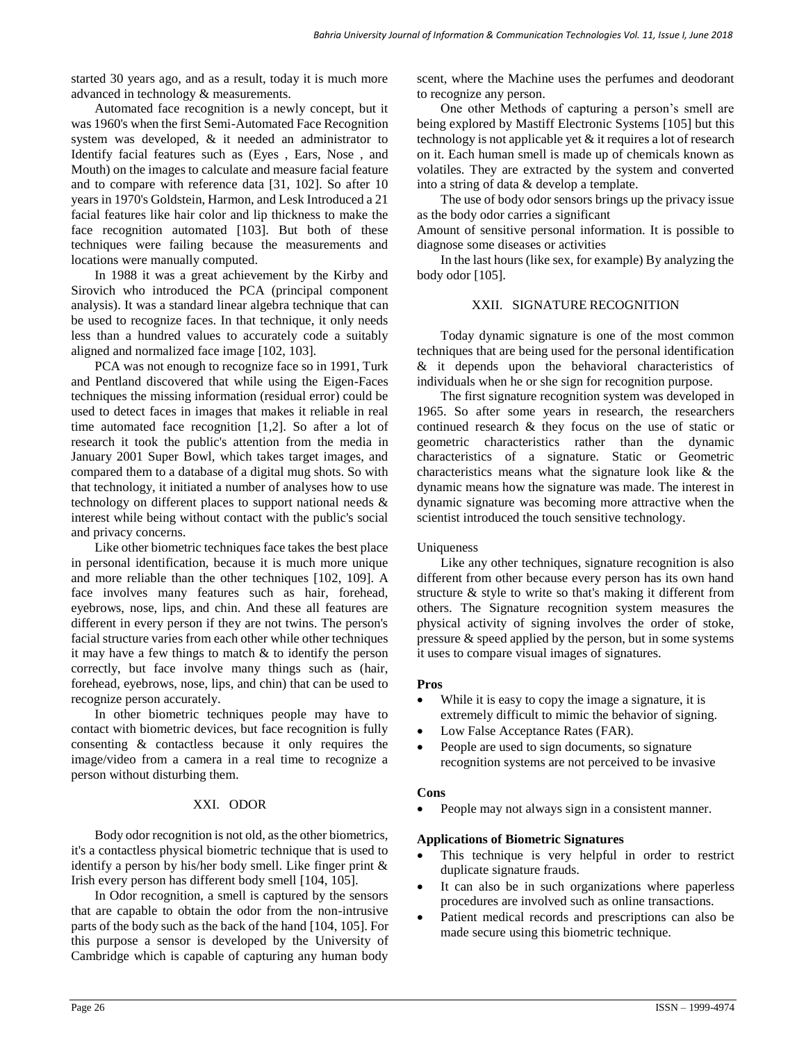started 30 years ago, and as a result, today it is much more advanced in technology & measurements.

Automated face recognition is a newly concept, but it was 1960's when the first Semi-Automated Face Recognition system was developed, & it needed an administrator to Identify facial features such as (Eyes , Ears, Nose , and Mouth) on the images to calculate and measure facial feature and to compare with reference data [31, 102]. So after 10 years in 1970's Goldstein, Harmon, and Lesk Introduced a 21 facial features like hair color and lip thickness to make the face recognition automated [103]. But both of these techniques were failing because the measurements and locations were manually computed.

In 1988 it was a great achievement by the Kirby and Sirovich who introduced the PCA (principal component analysis). It was a standard linear algebra technique that can be used to recognize faces. In that technique, it only needs less than a hundred values to accurately code a suitably aligned and normalized face image [102, 103].

PCA was not enough to recognize face so in 1991, Turk and Pentland discovered that while using the Eigen-Faces techniques the missing information (residual error) could be used to detect faces in images that makes it reliable in real time automated face recognition [1,2]. So after a lot of research it took the public's attention from the media in January 2001 Super Bowl, which takes target images, and compared them to a database of a digital mug shots. So with that technology, it initiated a number of analyses how to use technology on different places to support national needs & interest while being without contact with the public's social and privacy concerns.

Like other biometric techniques face takes the best place in personal identification, because it is much more unique and more reliable than the other techniques [102, 109]. A face involves many features such as hair, forehead, eyebrows, nose, lips, and chin. And these all features are different in every person if they are not twins. The person's facial structure varies from each other while other techniques it may have a few things to match & to identify the person correctly, but face involve many things such as (hair, forehead, eyebrows, nose, lips, and chin) that can be used to recognize person accurately.

In other biometric techniques people may have to contact with biometric devices, but face recognition is fully consenting & contactless because it only requires the image/video from a camera in a real time to recognize a person without disturbing them.

## XXI. ODOR

Body odor recognition is not old, as the other biometrics, it's a contactless physical biometric technique that is used to identify a person by his/her body smell. Like finger print & Irish every person has different body smell [104, 105].

In Odor recognition, a smell is captured by the sensors that are capable to obtain the odor from the non-intrusive parts of the body such as the back of the hand [104, 105]. For this purpose a sensor is developed by the University of Cambridge which is capable of capturing any human body scent, where the Machine uses the perfumes and deodorant to recognize any person.

One other Methods of capturing a person's smell are being explored by Mastiff Electronic Systems [105] but this technology is not applicable yet & it requires a lot of research on it. Each human smell is made up of chemicals known as volatiles. They are extracted by the system and converted into a string of data & develop a template.

The use of body odor sensors brings up the privacy issue as the body odor carries a significant

Amount of sensitive personal information. It is possible to diagnose some diseases or activities

In the last hours (like sex, for example) By analyzing the body odor [105].

## XXII. SIGNATURE RECOGNITION

Today dynamic signature is one of the most common techniques that are being used for the personal identification & it depends upon the behavioral characteristics of individuals when he or she sign for recognition purpose.

The first signature recognition system was developed in 1965. So after some years in research, the researchers continued research & they focus on the use of static or geometric characteristics rather than the dynamic characteristics of a signature. Static or Geometric characteristics means what the signature look like & the dynamic means how the signature was made. The interest in dynamic signature was becoming more attractive when the scientist introduced the touch sensitive technology.

Uniqueness

Like any other techniques, signature recognition is also different from other because every person has its own hand structure & style to write so that's making it different from others. The Signature recognition system measures the physical activity of signing involves the order of stoke, pressure & speed applied by the person, but in some systems it uses to compare visual images of signatures.

**Pros**

- While it is easy to copy the image a signature, it is extremely difficult to mimic the behavior of signing.
- Low False Acceptance Rates (FAR).
- People are used to sign documents, so signature recognition systems are not perceived to be invasive

**Cons**

- People may not always sign in a consistent manner.

**Applications of Biometric Signatures**

- This technique is very helpful in order to restrict duplicate signature frauds.
- It can also be in such organizations where paperless procedures are involved such as online transactions.
- Patient medical records and prescriptions can also be made secure using this biometric technique.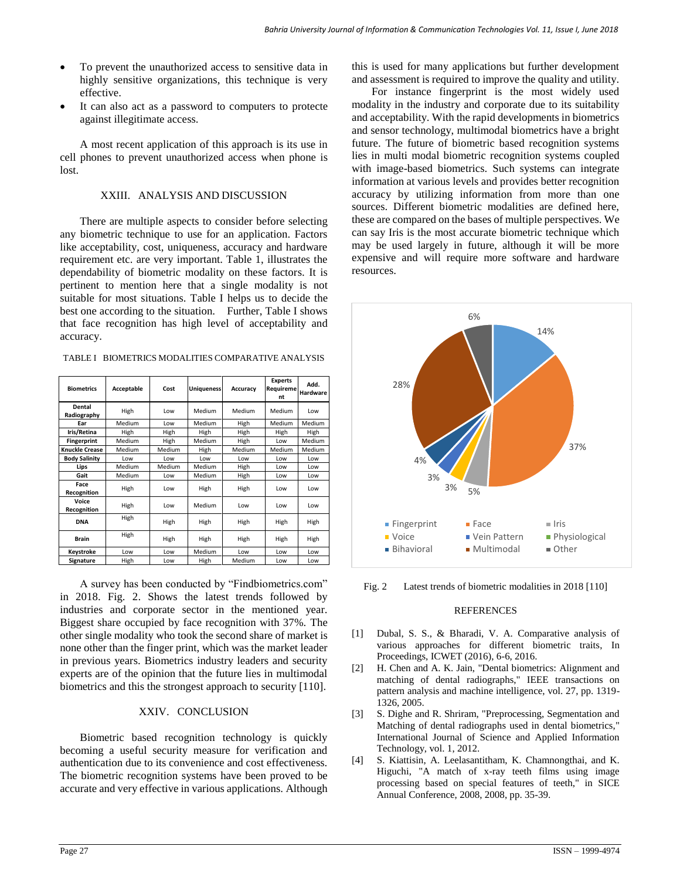- To prevent the unauthorized access to sensitive data in highly sensitive organizations, this technique is very effective.
- It can also act as a password to computers to protecte against illegitimate access.

A most recent application of this approach is its use in cell phones to prevent unauthorized access when phone is lost.

## XXIII. ANALYSIS AND DISCUSSION

There are multiple aspects to consider before selecting any biometric technique to use for an application. Factors like acceptability, cost, uniqueness, accuracy and hardware requirement etc. are very important. Table 1, illustrates the dependability of biometric modality on these factors. It is pertinent to mention here that a single modality is not suitable for most situations. Table I helps us to decide the best one according to the situation. Further, Table I shows that face recognition has high level of acceptability and accuracy.

TABLE I BIOMETRICS MODALITIES COMPARATIVE ANALYSIS

| Biometrics | Acceptable | Cost | Uniqueness | Accuracy | Experts Requirement | Add. Hardware |
|---|---|---|---|---|---|---|
| Dental Radiography | High | Low | Medium | Medium | Medium | Low |
| Ear | Medium | Low | Medium | High | Medium | Medium |
| Iris/Retina | High | High | High | High | High | High |
| Fingerprint | Medium | High | Medium | High | Low | Medium |
| Knuckle Crease | Medium | Medium | High | Medium | Medium | Medium |
| Body Salinity | Low | Low | Low | Low | Low | Low |
| Lips | Medium | Medium | Medium | High | Low | Low |
| Gait | Medium | Low | Medium | High | Low | Low |
| Face Recognition | High | Low | High | High | Low | Low |
| Voice Recognition | High | Low | Medium | Low | Low | Low |
| DNA | High | High | High | High | High | High |
| Brain | High | High | High | High | High | High |
| Keystroke | Low | Low | Medium | Low | Low | Low |
| Signature | High | Low | High | Medium | Low | Low |

A survey has been conducted by "Findbiometrics.com" in 2018. Fig. 2. Shows the latest trends followed by industries and corporate sector in the mentioned year. Biggest share occupied by face recognition with 37%. The other single modality who took the second share of market is none other than the finger print, which was the market leader in previous years. Biometrics industry leaders and security experts are of the opinion that the future lies in multimodal biometrics and this the strongest approach to security [110].

## XXIV. CONCLUSION

Biometric based recognition technology is quickly becoming a useful security measure for verification and authentication due to its convenience and cost effectiveness. The biometric recognition systems have been proved to be accurate and very effective in various applications. Although this is used for many applications but further development and assessment is required to improve the quality and utility.

For instance fingerprint is the most widely used modality in the industry and corporate due to its suitability and acceptability. With the rapid developments in biometrics and sensor technology, multimodal biometrics have a bright future. The future of biometric based recognition systems lies in multi modal biometric recognition systems coupled with image-based biometrics. Such systems can integrate information at various levels and provides better recognition accuracy by utilizing information from more than one sources. Different biometric modalities are defined here, these are compared on the bases of multiple perspectives. We can say Iris is the most accurate biometric technique which may be used largely in future, although it will be more expensive and will require more software and hardware resources.

Fig. 2 Latest trends of biometric modalities in 2018 [110]

## REFERENCES

[1] Dubal, S. S., & Bharadi, V. A. Comparative analysis of various approaches for different biometric traits, In Proceedings, ICWET (2016), 6-6, 2016.

[2] H. Chen and A. K. Jain, "Dental biometrics: Alignment and matching of dental radiographs," IEEE transactions on pattern analysis and machine intelligence, vol. 27, pp. 1319-1326, 2005.

[3] S. Dighe and R. Shriram, "Preprocessing, Segmentation and Matching of dental radiographs used in dental biometrics," International Journal of Science and Applied Information Technology, vol. 1, 2012.

[4] S. Kiattisin, A. Leelasantitham, K. Chamnongthai, and K. Higuchi, "A match of x-ray teeth films using image processing based on special features of teeth," in SICE Annual Conference, 2008, 2008, pp. 35-39.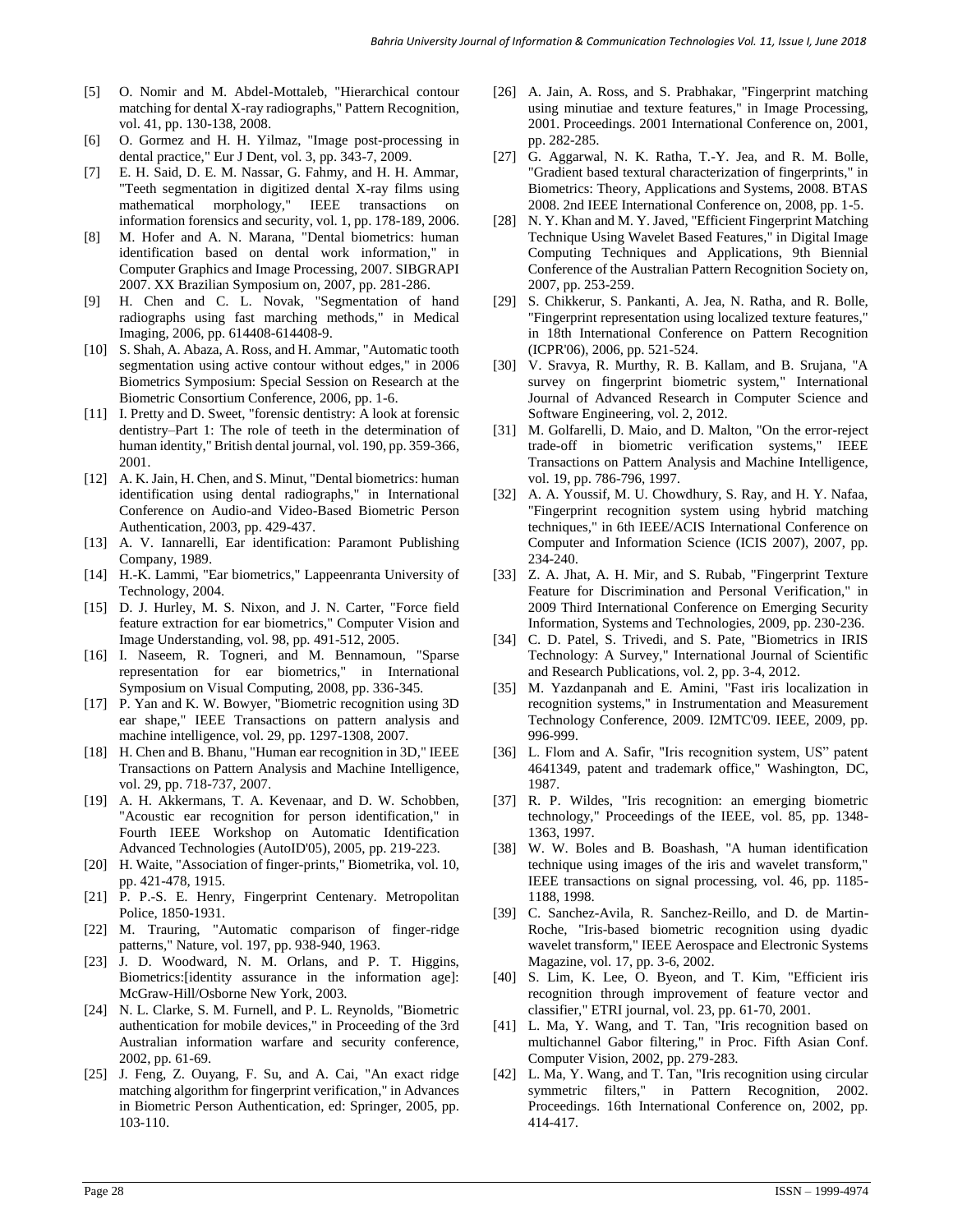[5] O. Nomir and M. Abdel-Mottaleb, "Hierarchical contour matching for dental X-ray radiographs," Pattern Recognition, vol. 41, pp. 130-138, 2008.

[6] O. Gormez and H. H. Yilmaz, "Image post-processing in dental practice," Eur J Dent, vol. 3, pp. 343-7, 2009.

[7] E. H. Said, D. E. M. Nassar, G. Fahmy, and H. H. Ammar, "Teeth segmentation in digitized dental X-ray films using mathematical morphology," IEEE transactions on information forensics and security, vol. 1, pp. 178-189, 2006.

[8] M. Hofer and A. N. Marana, "Dental biometrics: human identification based on dental work information," in Computer Graphics and Image Processing, 2007. SIBGRAPI 2007. XX Brazilian Symposium on, 2007, pp. 281-286.

[9] H. Chen and C. L. Novak, "Segmentation of hand radiographs using fast marching methods," in Medical Imaging, 2006, pp. 614408-614408-9.

[10] S. Shah, A. Abaza, A. Ross, and H. Ammar, "Automatic tooth segmentation using active contour without edges," in 2006 Biometrics Symposium: Special Session on Research at the Biometric Consortium Conference, 2006, pp. 1-6.

[11] I. Pretty and D. Sweet, "forensic dentistry: A look at forensic dentistry–Part 1: The role of teeth in the determination of human identity," British dental journal, vol. 190, pp. 359-366, 2001.

[12] A. K. Jain, H. Chen, and S. Minut, "Dental biometrics: human identification using dental radiographs," in International Conference on Audio-and Video-Based Biometric Person Authentication, 2003, pp. 429-437.

[13] A. V. Iannarelli, Ear identification: Paramont Publishing Company, 1989.

[14] H.-K. Lammi, "Ear biometrics," Lappeenranta University of Technology, 2004.

[15] D. J. Hurley, M. S. Nixon, and J. N. Carter, "Force field feature extraction for ear biometrics," Computer Vision and Image Understanding, vol. 98, pp. 491-512, 2005.

[16] I. Naseem, R. Togneri, and M. Bennamoun, "Sparse representation for ear biometrics," in International Symposium on Visual Computing, 2008, pp. 336-345.

[17] P. Yan and K. W. Bowyer, "Biometric recognition using 3D ear shape," IEEE Transactions on pattern analysis and machine intelligence, vol. 29, pp. 1297-1308, 2007.

[18] H. Chen and B. Bhanu, "Human ear recognition in 3D," IEEE Transactions on Pattern Analysis and Machine Intelligence, vol. 29, pp. 718-737, 2007.

[19] A. H. Akkermans, T. A. Kevenaar, and D. W. Schobben, "Acoustic ear recognition for person identification," in Fourth IEEE Workshop on Automatic Identification Advanced Technologies (AutoID'05), 2005, pp. 219-223.

[20] H. Waite, "Association of finger-prints," Biometrika, vol. 10, pp. 421-478, 1915.

[21] P. P.-S. E. Henry, Fingerprint Centenary. Metropolitan Police, 1850-1931.

[22] M. Trauring, "Automatic comparison of finger-ridge patterns," Nature, vol. 197, pp. 938-940, 1963.

[23] J. D. Woodward, N. M. Orlans, and P. T. Higgins, Biometrics:[identity assurance in the information age]: McGraw-Hill/Osborne New York, 2003.

[24] N. L. Clarke, S. M. Furnell, and P. L. Reynolds, "Biometric authentication for mobile devices," in Proceeding of the 3rd Australian information warfare and security conference, 2002, pp. 61-69.

[25] J. Feng, Z. Ouyang, F. Su, and A. Cai, "An exact ridge matching algorithm for fingerprint verification," in Advances in Biometric Person Authentication, ed: Springer, 2005, pp. 103-110.

[26] A. Jain, A. Ross, and S. Prabhakar, "Fingerprint matching using minutiae and texture features," in Image Processing, 2001. Proceedings. 2001 International Conference on, 2001, pp. 282-285.

[27] G. Aggarwal, N. K. Ratha, T.-Y. Jea, and R. M. Bolle, "Gradient based textural characterization of fingerprints," in Biometrics: Theory, Applications and Systems, 2008. BTAS 2008. 2nd IEEE International Conference on, 2008, pp. 1-5.

[28] N. Y. Khan and M. Y. Javed, "Efficient Fingerprint Matching Technique Using Wavelet Based Features," in Digital Image Computing Techniques and Applications, 9th Biennial Conference of the Australian Pattern Recognition Society on, 2007, pp. 253-259.

[29] S. Chikkerur, S. Pankanti, A. Jea, N. Ratha, and R. Bolle, "Fingerprint representation using localized texture features," in 18th International Conference on Pattern Recognition (ICPR'06), 2006, pp. 521-524.

[30] V. Sravya, R. Murthy, R. B. Kallam, and B. Srujana, "A survey on fingerprint biometric system," International Journal of Advanced Research in Computer Science and Software Engineering, vol. 2, 2012.

[31] M. Golfarelli, D. Maio, and D. Malton, "On the error-reject trade-off in biometric verification systems," IEEE Transactions on Pattern Analysis and Machine Intelligence, vol. 19, pp. 786-796, 1997.

[32] A. A. Youssif, M. U. Chowdhury, S. Ray, and H. Y. Nafaa, "Fingerprint recognition system using hybrid matching techniques," in 6th IEEE/ACIS International Conference on Computer and Information Science (ICIS 2007), 2007, pp. 234-240.

[33] Z. A. Jhat, A. H. Mir, and S. Rubab, "Fingerprint Texture Feature for Discrimination and Personal Verification," in 2009 Third International Conference on Emerging Security Information, Systems and Technologies, 2009, pp. 230-236.

[34] C. D. Patel, S. Trivedi, and S. Pate, "Biometrics in IRIS Technology: A Survey," International Journal of Scientific and Research Publications, vol. 2, pp. 3-4, 2012.

[35] M. Yazdanpanah and E. Amini, "Fast iris localization in recognition systems," in Instrumentation and Measurement Technology Conference, 2009. I2MTC'09. IEEE, 2009, pp. 996-999.

[36] L. Flom and A. Safir, "Iris recognition system, US" patent 4641349, patent and trademark office," Washington, DC, 1987.

[37] R. P. Wildes, "Iris recognition: an emerging biometric technology," Proceedings of the IEEE, vol. 85, pp. 1348-1363, 1997.

[38] W. W. Boles and B. Boashash, "A human identification technique using images of the iris and wavelet transform," IEEE transactions on signal processing, vol. 46, pp. 1185-1188, 1998.

[39] C. Sanchez-Avila, R. Sanchez-Reillo, and D. de Martin-Roche, "Iris-based biometric recognition using dyadic wavelet transform," IEEE Aerospace and Electronic Systems Magazine, vol. 17, pp. 3-6, 2002.

[40] S. Lim, K. Lee, O. Byeon, and T. Kim, "Efficient iris recognition through improvement of feature vector and classifier," ETRI journal, vol. 23, pp. 61-70, 2001.

[41] L. Ma, Y. Wang, and T. Tan, "Iris recognition based on multichannel Gabor filtering," in Proc. Fifth Asian Conf. Computer Vision, 2002, pp. 279-283.

[42] L. Ma, Y. Wang, and T. Tan, "Iris recognition using circular symmetric filters," in Pattern Recognition, 2002. Proceedings. 16th International Conference on, 2002, pp. 414-417.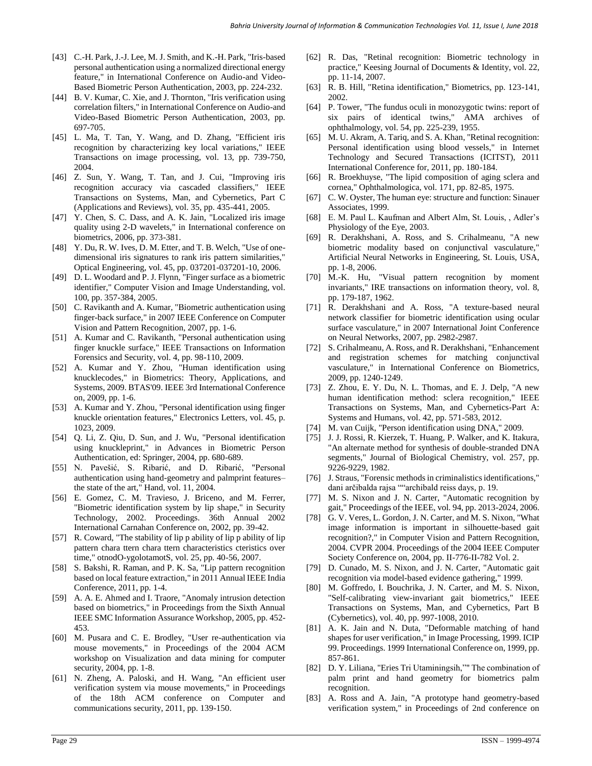[43] C.-H. Park, J.-J. Lee, M. J. Smith, and K.-H. Park, "Iris-based personal authentication using a normalized directional energy feature," in International Conference on Audio-and Video-Based Biometric Person Authentication, 2003, pp. 224-232.

[44] B. V. Kumar, C. Xie, and J. Thornton, "Iris verification using correlation filters," in International Conference on Audio-and Video-Based Biometric Person Authentication, 2003, pp. 697-705.

[45] L. Ma, T. Tan, Y. Wang, and D. Zhang, "Efficient iris recognition by characterizing key local variations," IEEE Transactions on image processing, vol. 13, pp. 739-750, 2004.

[46] Z. Sun, Y. Wang, T. Tan, and J. Cui, "Improving iris recognition accuracy via cascaded classifiers," IEEE Transactions on Systems, Man, and Cybernetics, Part C (Applications and Reviews), vol. 35, pp. 435-441, 2005.

[47] Y. Chen, S. C. Dass, and A. K. Jain, "Localized iris image quality using 2-D wavelets," in International conference on biometrics, 2006, pp. 373-381.

[48] Y. Du, R. W. Ives, D. M. Etter, and T. B. Welch, "Use of one-dimensional iris signatures to rank iris pattern similarities," Optical Engineering, vol. 45, pp. 037201-037201-10, 2006.

[49] D. L. Woodard and P. J. Flynn, "Finger surface as a biometric identifier," Computer Vision and Image Understanding, vol. 100, pp. 357-384, 2005.

[50] C. Ravikanth and A. Kumar, "Biometric authentication using finger-back surface," in 2007 IEEE Conference on Computer Vision and Pattern Recognition, 2007, pp. 1-6.

[51] A. Kumar and C. Ravikanth, "Personal authentication using finger knuckle surface," IEEE Transactions on Information Forensics and Security, vol. 4, pp. 98-110, 2009.

[52] A. Kumar and Y. Zhou, "Human identification using knucklecodes," in Biometrics: Theory, Applications, and Systems, 2009. BTAS'09. IEEE 3rd International Conference on, 2009, pp. 1-6.

[53] A. Kumar and Y. Zhou, "Personal identification using finger knuckle orientation features," Electronics Letters, vol. 45, p. 1023, 2009.

[54] Q. Li, Z. Qiu, D. Sun, and J. Wu, "Personal identification using knuckleprint," in Advances in Biometric Person Authentication, ed: Springer, 2004, pp. 680-689.

[55] N. Pavešić, S. Ribarić, and D. Ribarić, "Personal authentication using hand-geometry and palmprint features– the state of the art," Hand, vol. 11, 2004.

[56] E. Gomez, C. M. Travieso, J. Briceno, and M. Ferrer, "Biometric identification system by lip shape," in Security Technology, 2002. Proceedings. 36th Annual 2002 International Carnahan Conference on, 2002, pp. 39-42.

[57] R. Coward, "The stability of lip p ability of lip p ability of lip pattern chara ttern chara ttern characteristics cteristics over time," otnodO-ygolotamotS, vol. 25, pp. 40-56, 2007.

[58] S. Bakshi, R. Raman, and P. K. Sa, "Lip pattern recognition based on local feature extraction," in 2011 Annual IEEE India Conference, 2011, pp. 1-4.

[59] A. A. E. Ahmed and I. Traore, "Anomaly intrusion detection based on biometrics," in Proceedings from the Sixth Annual IEEE SMC Information Assurance Workshop, 2005, pp. 452-453.

[60] M. Pusara and C. E. Brodley, "User re-authentication via mouse movements," in Proceedings of the 2004 ACM workshop on Visualization and data mining for computer security, 2004, pp. 1-8.

[61] N. Zheng, A. Paloski, and H. Wang, "An efficient user verification system via mouse movements," in Proceedings of the 18th ACM conference on Computer and communications security, 2011, pp. 139-150.

[62] R. Das, "Retinal recognition: Biometric technology in practice," Keesing Journal of Documents & Identity, vol. 22, pp. 11-14, 2007.

[63] R. B. Hill, "Retina identification," Biometrics, pp. 123-141, 2002.

[64] P. Tower, "The fundus oculi in monozygotic twins: report of six pairs of identical twins," AMA archives of ophthalmology, vol. 54, pp. 225-239, 1955.

[65] M. U. Akram, A. Tariq, and S. A. Khan, "Retinal recognition: Personal identification using blood vessels," in Internet Technology and Secured Transactions (ICITST), 2011 International Conference for, 2011, pp. 180-184.

[66] R. Broekhuyse, "The lipid composition of aging sclera and cornea," Ophthalmologica, vol. 171, pp. 82-85, 1975.

[67] C. W. Oyster, The human eye: structure and function: Sinauer Associates, 1999.

[68] E. M. Paul L. Kaufman and Albert Alm, St. Louis, , Adler's Physiology of the Eye, 2003.

[69] R. Derakhshani, A. Ross, and S. Crihalmeanu, "A new biometric modality based on conjunctival vasculature," Artificial Neural Networks in Engineering, St. Louis, USA, pp. 1-8, 2006.

[70] M.-K. Hu, "Visual pattern recognition by moment invariants," IRE transactions on information theory, vol. 8, pp. 179-187, 1962.

[71] R. Derakhshani and A. Ross, "A texture-based neural network classifier for biometric identification using ocular surface vasculature," in 2007 International Joint Conference on Neural Networks, 2007, pp. 2982-2987.

[72] S. Crihalmeanu, A. Ross, and R. Derakhshani, "Enhancement and registration schemes for matching conjunctival vasculature," in International Conference on Biometrics, 2009, pp. 1240-1249.

[73] Z. Zhou, E. Y. Du, N. L. Thomas, and E. J. Delp, "A new human identification method: sclera recognition," IEEE Transactions on Systems, Man, and Cybernetics-Part A: Systems and Humans, vol. 42, pp. 571-583, 2012.

[74] M. van Cuijk, "Person identification using DNA," 2009.

[75] J. J. Rossi, R. Kierzek, T. Huang, P. Walker, and K. Itakura, "An alternate method for synthesis of double-stranded DNA segments," Journal of Biological Chemistry, vol. 257, pp. 9226-9229, 1982.

[76] J. Straus, "Forensic methods in criminalistics identifications," dani arčibalda rajsa ""archibald reiss days, p. 19.

[77] M. S. Nixon and J. N. Carter, "Automatic recognition by gait," Proceedings of the IEEE, vol. 94, pp. 2013-2024, 2006.

[78] G. V. Veres, L. Gordon, J. N. Carter, and M. S. Nixon, "What image information is important in silhouette-based gait recognition?," in Computer Vision and Pattern Recognition, 2004. CVPR 2004. Proceedings of the 2004 IEEE Computer Society Conference on, 2004, pp. II-776-II-782 Vol. 2.

[79] D. Cunado, M. S. Nixon, and J. N. Carter, "Automatic gait recognition via model-based evidence gathering," 1999.

[80] M. Goffredo, I. Bouchrika, J. N. Carter, and M. S. Nixon, "Self-calibrating view-invariant gait biometrics," IEEE Transactions on Systems, Man, and Cybernetics, Part B (Cybernetics), vol. 40, pp. 997-1008, 2010.

[81] A. K. Jain and N. Duta, "Deformable matching of hand shapes for user verification," in Image Processing, 1999. ICIP 99. Proceedings. 1999 International Conference on, 1999, pp. 857-861.

[82] D. Y. Liliana, "Eries Tri Utaminingsih,"" The combination of palm print and hand geometry for biometrics palm recognition.

[83] A. Ross and A. Jain, "A prototype hand geometry-based verification system," in Proceedings of 2nd conference on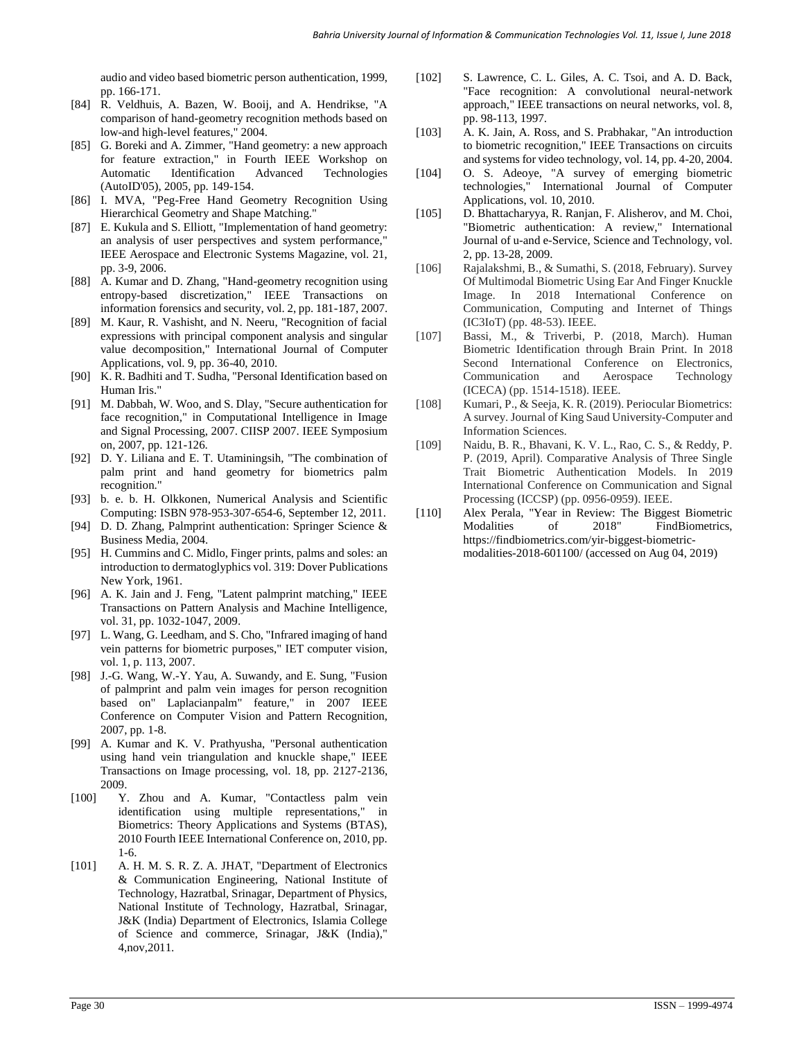audio and video based biometric person authentication, 1999, pp. 166-171.

[84] R. Veldhuis, A. Bazen, W. Booij, and A. Hendrikse, "A comparison of hand-geometry recognition methods based on low-and high-level features," 2004.

[85] G. Boreki and A. Zimmer, "Hand geometry: a new approach for feature extraction," in Fourth IEEE Workshop on Automatic Identification Advanced Technologies (AutoID'05), 2005, pp. 149-154.

[86] I. MVA, "Peg-Free Hand Geometry Recognition Using Hierarchical Geometry and Shape Matching."

[87] E. Kukula and S. Elliott, "Implementation of hand geometry: an analysis of user perspectives and system performance," IEEE Aerospace and Electronic Systems Magazine, vol. 21, pp. 3-9, 2006.

[88] A. Kumar and D. Zhang, "Hand-geometry recognition using entropy-based discretization," IEEE Transactions on information forensics and security, vol. 2, pp. 181-187, 2007.

[89] M. Kaur, R. Vashisht, and N. Neeru, "Recognition of facial expressions with principal component analysis and singular value decomposition," International Journal of Computer Applications, vol. 9, pp. 36-40, 2010.

[90] K. R. Badhiti and T. Sudha, "Personal Identification based on Human Iris."

[91] M. Dabbah, W. Woo, and S. Dlay, "Secure authentication for face recognition," in Computational Intelligence in Image and Signal Processing, 2007. CIISP 2007. IEEE Symposium on, 2007, pp. 121-126.

[92] D. Y. Liliana and E. T. Utaminingsih, "The combination of palm print and hand geometry for biometrics palm recognition."

[93] b. e. b. H. Olkkonen, Numerical Analysis and Scientific Computing: ISBN 978-953-307-654-6, September 12, 2011.

[94] D. D. Zhang, Palmprint authentication: Springer Science & Business Media, 2004.

[95] H. Cummins and C. Midlo, Finger prints, palms and soles: an introduction to dermatoglyphics vol. 319: Dover Publications New York, 1961.

[96] A. K. Jain and J. Feng, "Latent palmprint matching," IEEE Transactions on Pattern Analysis and Machine Intelligence, vol. 31, pp. 1032-1047, 2009.

[97] L. Wang, G. Leedham, and S. Cho, "Infrared imaging of hand vein patterns for biometric purposes," IET computer vision, vol. 1, p. 113, 2007.

[98] J.-G. Wang, W.-Y. Yau, A. Suwandy, and E. Sung, "Fusion of palmprint and palm vein images for person recognition based on" Laplacianpalm" feature," in 2007 IEEE Conference on Computer Vision and Pattern Recognition, 2007, pp. 1-8.

[99] A. Kumar and K. V. Prathyusha, "Personal authentication using hand vein triangulation and knuckle shape," IEEE Transactions on Image processing, vol. 18, pp. 2127-2136, 2009.

[100] Y. Zhou and A. Kumar, "Contactless palm vein identification using multiple representations," in Biometrics: Theory Applications and Systems (BTAS), 2010 Fourth IEEE International Conference on, 2010, pp. 1-6.

[101] A. H. M. S. R. Z. A. JHAT, "Department of Electronics & Communication Engineering, National Institute of Technology, Hazratbal, Srinagar, Department of Physics, National Institute of Technology, Hazratbal, Srinagar, J&K (India) Department of Electronics, Islamia College of Science and commerce, Srinagar, J&K (India)," 4,nov,2011.

[102] S. Lawrence, C. L. Giles, A. C. Tsoi, and A. D. Back, "Face recognition: A convolutional neural-network approach," IEEE transactions on neural networks, vol. 8, pp. 98-113, 1997.

[103] A. K. Jain, A. Ross, and S. Prabhakar, "An introduction to biometric recognition," IEEE Transactions on circuits and systems for video technology, vol. 14, pp. 4-20, 2004.

[104] O. S. Adeoye, "A survey of emerging biometric technologies," International Journal of Computer Applications, vol. 10, 2010.

[105] D. Bhattacharyya, R. Ranjan, F. Alisherov, and M. Choi, "Biometric authentication: A review," International Journal of u-and e-Service, Science and Technology, vol. 2, pp. 13-28, 2009.

[106] Rajalakshmi, B., & Sumathi, S. (2018, February). Survey Of Multimodal Biometric Using Ear And Finger Knuckle Image. In 2018 International Conference on Communication, Computing and Internet of Things (IC3IoT) (pp. 48-53). IEEE.

[107] Bassi, M., & Triverbi, P. (2018, March). Human Biometric Identification through Brain Print. In 2018 Second International Conference on Electronics, Communication and Aerospace Technology (ICECA) (pp. 1514-1518). IEEE.

[108] Kumari, P., & Seeja, K. R. (2019). Periocular Biometrics: A survey. Journal of King Saud University-Computer and Information Sciences.

[109] Naidu, B. R., Bhavani, K. V. L., Rao, C. S., & Reddy, P. P. (2019, April). Comparative Analysis of Three Single Trait Biometric Authentication Models. In 2019 International Conference on Communication and Signal Processing (ICCSP) (pp. 0956-0959). IEEE.

[110] Alex Perala, "Year in Review: The Biggest Biometric Modalities of 2018" FindBiometrics, https://findbiometrics.com/yir-biggest-biometric-modalities-2018-601100/ (accessed on Aug 04, 2019)